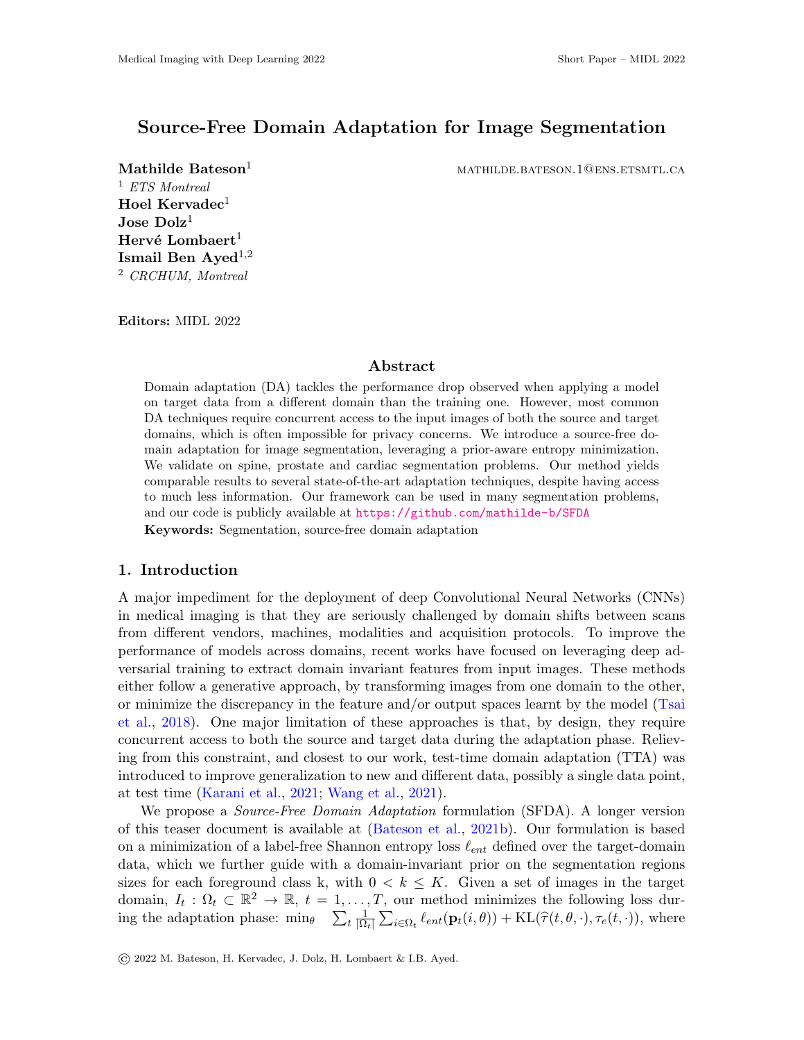# Source-Free Domain Adaptation for Image Segmentation

**Mathilde Bateson**[1] MATHILDE.BATESON.1@ENS.ETSMTL.CA

[1] *ETS Montreal*

**Hoel Kervadec**[1]

**Jose Dolz**[1]

**Hervé Lombaert**[1]

**Ismail Ben Ayed**[1,2]

[2] *CRCHUM, Montreal*

**Editors:** MIDL 2022

## Abstract

Domain adaptation (DA) tackles the performance drop observed when applying a model on target data from a different domain than the training one. However, most common DA techniques require concurrent access to the input images of both the source and target domains, which is often impossible for privacy concerns. We introduce a source-free domain adaptation for image segmentation, leveraging a prior-aware entropy minimization. We validate on spine, prostate and cardiac segmentation problems. Our method yields comparable results to several state-of-the-art adaptation techniques, despite having access to much less information. Our framework can be used in many segmentation problems, and our code is publicly available at https://github.com/mathilde-b/SFDA

**Keywords:** Segmentation, source-free domain adaptation

## 1. Introduction

A major impediment for the deployment of deep Convolutional Neural Networks (CNNs) in medical imaging is that they are seriously challenged by domain shifts between scans from different vendors, machines, modalities and acquisition protocols. To improve the performance of models across domains, recent works have focused on leveraging deep adversarial training to extract domain invariant features from input images. These methods either follow a generative approach, by transforming images from one domain to the other, or minimize the discrepancy in the feature and/or output spaces learnt by the model (Tsai et al., 2018). One major limitation of these approaches is that, by design, they require concurrent access to both the source and target data during the adaptation phase. Relieving from this constraint, and closest to our work, test-time domain adaptation (TTA) was introduced to improve generalization to new and different data, possibly a single data point, at test time (Karani et al., 2021; Wang et al., 2021).

We propose a *Source-Free Domain Adaptation* formulation (SFDA). A longer version of this teaser document is available at (Bateson et al., 2021b). Our formulation is based on a minimization of a label-free Shannon entropy loss $\ell_{ent}$ defined over the target-domain data, which we further guide with a domain-invariant prior on the segmentation regions sizes for each foreground class k, with $0 < k \leq K$. Given a set of images in the target domain, $I_t : \Omega_t \subset \mathbb{R}^2 \rightarrow \mathbb{R}$, $t = 1, \ldots, T$, our method minimizes the following loss during the adaptation phase: $\min_\theta \quad \sum_t \frac{1}{|\Omega_t|} \sum_{i \in \Omega_t} \ell_{ent}(\mathbf{p}_t(i, \theta)) + \text{KL}(\widehat{\tau}(t, \theta, \cdot), \tau_e(t, \cdot))$, where

© 2022 M. Bateson, H. Kervadec, J. Dolz, H. Lombaert & I.B. Ayed.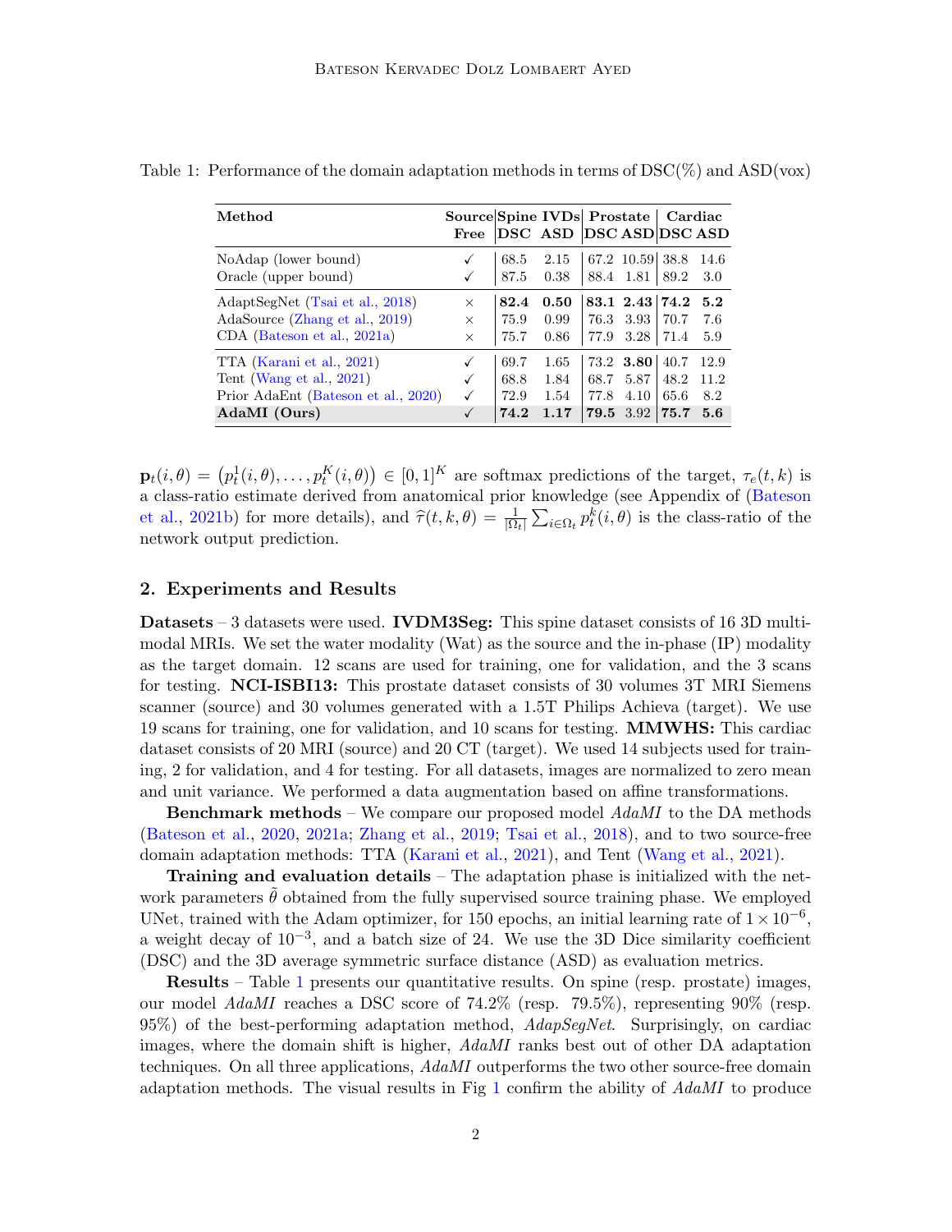Table 1: Performance of the domain adaptation methods in terms of DSC(%) and ASD(vox)

| Method | Source Free | Spine IVDs DSC | Spine IVDs ASD | Prostate DSC | Prostate ASD | Cardiac DSC | Cardiac ASD |
|---|---|---|---|---|---|---|---|
| NoAdap (lower bound) | ✓ | 68.5 | 2.15 | 67.2 | 10.59 | 38.8 | 14.6 |
| Oracle (upper bound) | ✓ | 87.5 | 0.38 | 88.4 | 1.81 | 89.2 | 3.0 |
| AdaptSegNet (Tsai et al., 2018) | × | **82.4** | **0.50** | **83.1** | **2.43** | **74.2** | **5.2** |
| AdaSource (Zhang et al., 2019) | × | 75.9 | 0.99 | 76.3 | 3.93 | 70.7 | 7.6 |
| CDA (Bateson et al., 2021a) | × | 75.7 | 0.86 | 77.9 | 3.28 | 71.4 | 5.9 |
| TTA (Karani et al., 2021) | ✓ | 69.7 | 1.65 | 73.2 | **3.80** | 40.7 | 12.9 |
| Tent (Wang et al., 2021) | ✓ | 68.8 | 1.84 | 68.7 | 5.87 | 48.2 | 11.2 |
| Prior AdaEnt (Bateson et al., 2020) | ✓ | 72.9 | 1.54 | 77.8 | 4.10 | 65.6 | 8.2 |
| **AdaMI (Ours)** | ✓ | **74.2** | **1.17** | **79.5** | 3.92 | **75.7** | **5.6** |

$\mathbf{p}_t(i,\theta) = \left(p_t^1(i,\theta), \ldots, p_t^K(i,\theta)\right) \in [0,1]^K$ are softmax predictions of the target, $\tau_e(t,k)$ is a class-ratio estimate derived from anatomical prior knowledge (see Appendix of (Bateson et al., 2021b) for more details), and $\widehat{\tau}(t,k,\theta) = \frac{1}{|\Omega_t|}\sum_{i\in\Omega_t} p_t^k(i,\theta)$ is the class-ratio of the network output prediction.

## 2. Experiments and Results

**Datasets** – 3 datasets were used. **IVDM3Seg:** This spine dataset consists of 16 3D multi-modal MRIs. We set the water modality (Wat) as the source and the in-phase (IP) modality as the target domain. 12 scans are used for training, one for validation, and the 3 scans for testing. **NCI-ISBI13:** This prostate dataset consists of 30 volumes 3T MRI Siemens scanner (source) and 30 volumes generated with a 1.5T Philips Achieva (target). We use 19 scans for training, one for validation, and 10 scans for testing. **MMWHS:** This cardiac dataset consists of 20 MRI (source) and 20 CT (target). We used 14 subjects used for training, 2 for validation, and 4 for testing. For all datasets, images are normalized to zero mean and unit variance. We performed a data augmentation based on affine transformations.

**Benchmark methods** – We compare our proposed model *AdaMI* to the DA methods (Bateson et al., 2020, 2021a; Zhang et al., 2019; Tsai et al., 2018), and to two source-free domain adaptation methods: TTA (Karani et al., 2021), and Tent (Wang et al., 2021).

**Training and evaluation details** – The adaptation phase is initialized with the network parameters $\tilde{\theta}$ obtained from the fully supervised source training phase. We employed UNet, trained with the Adam optimizer, for 150 epochs, an initial learning rate of $1\times10^{-6}$, a weight decay of $10^{-3}$, and a batch size of 24. We use the 3D Dice similarity coefficient (DSC) and the 3D average symmetric surface distance (ASD) as evaluation metrics.

**Results** – Table 1 presents our quantitative results. On spine (resp. prostate) images, our model *AdaMI* reaches a DSC score of 74.2% (resp. 79.5%), representing 90% (resp. 95%) of the best-performing adaptation method, *AdapSegNet*. Surprisingly, on cardiac images, where the domain shift is higher, *AdaMI* ranks best out of other DA adaptation techniques. On all three applications, *AdaMI* outperforms the two other source-free domain adaptation methods. The visual results in Fig 1 confirm the ability of *AdaMI* to produce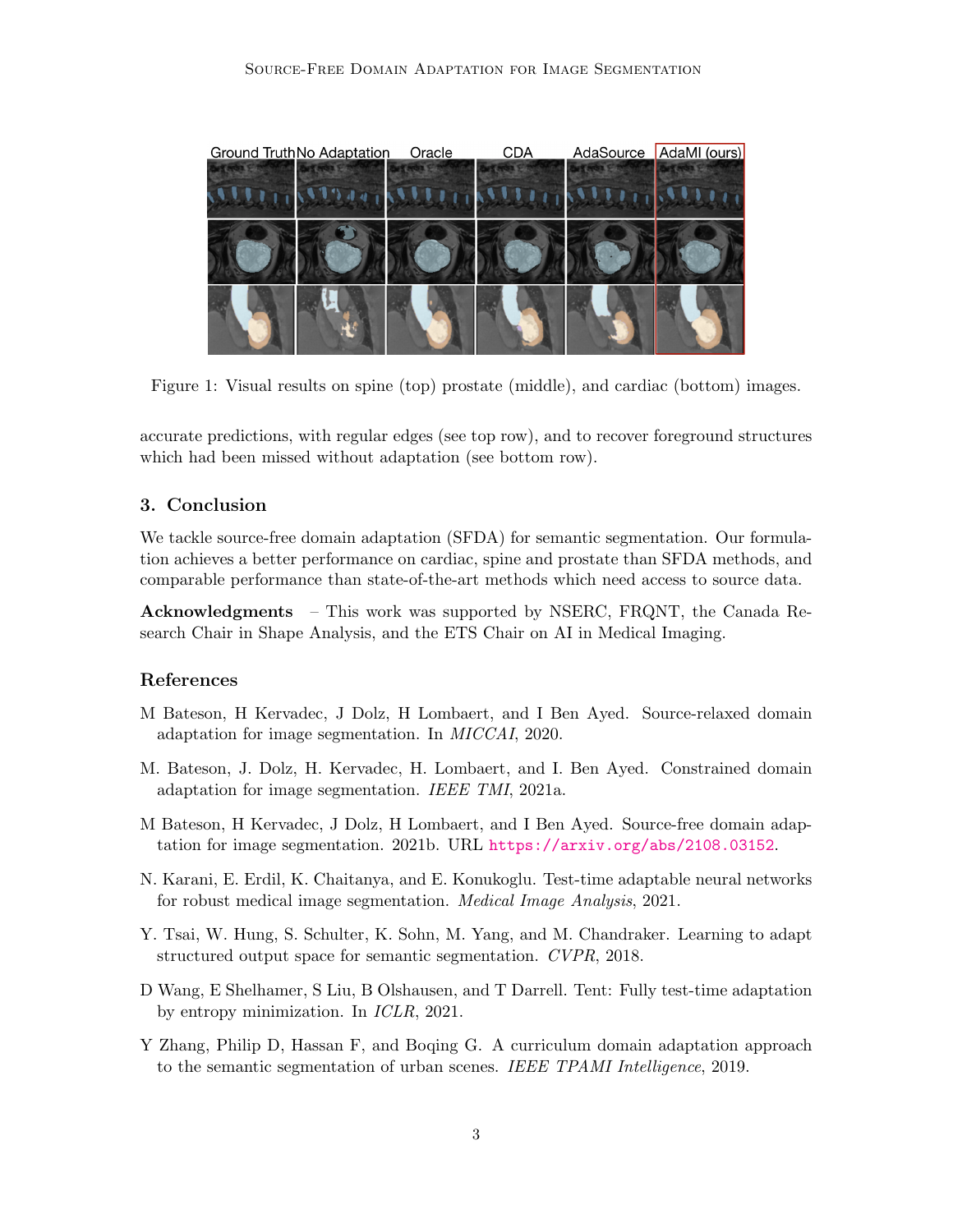Ground Truth No Adaptation Oracle CDA AdaSource AdaMI (ours)

Figure 1: Visual results on spine (top) prostate (middle), and cardiac (bottom) images.

accurate predictions, with regular edges (see top row), and to recover foreground structures which had been missed without adaptation (see bottom row).

## 3. Conclusion

We tackle source-free domain adaptation (SFDA) for semantic segmentation. Our formulation achieves a better performance on cardiac, spine and prostate than SFDA methods, and comparable performance than state-of-the-art methods which need access to source data.

**Acknowledgments** – This work was supported by NSERC, FRQNT, the Canada Research Chair in Shape Analysis, and the ETS Chair on AI in Medical Imaging.

## References

M Bateson, H Kervadec, J Dolz, H Lombaert, and I Ben Ayed. Source-relaxed domain adaptation for image segmentation. In *MICCAI*, 2020.

M. Bateson, J. Dolz, H. Kervadec, H. Lombaert, and I. Ben Ayed. Constrained domain adaptation for image segmentation. *IEEE TMI*, 2021a.

M Bateson, H Kervadec, J Dolz, H Lombaert, and I Ben Ayed. Source-free domain adaptation for image segmentation. 2021b. URL https://arxiv.org/abs/2108.03152.

N. Karani, E. Erdil, K. Chaitanya, and E. Konukoglu. Test-time adaptable neural networks for robust medical image segmentation. *Medical Image Analysis*, 2021.

Y. Tsai, W. Hung, S. Schulter, K. Sohn, M. Yang, and M. Chandraker. Learning to adapt structured output space for semantic segmentation. *CVPR*, 2018.

D Wang, E Shelhamer, S Liu, B Olshausen, and T Darrell. Tent: Fully test-time adaptation by entropy minimization. In *ICLR*, 2021.

Y Zhang, Philip D, Hassan F, and Boqing G. A curriculum domain adaptation approach to the semantic segmentation of urban scenes. *IEEE TPAMI Intelligence*, 2019.